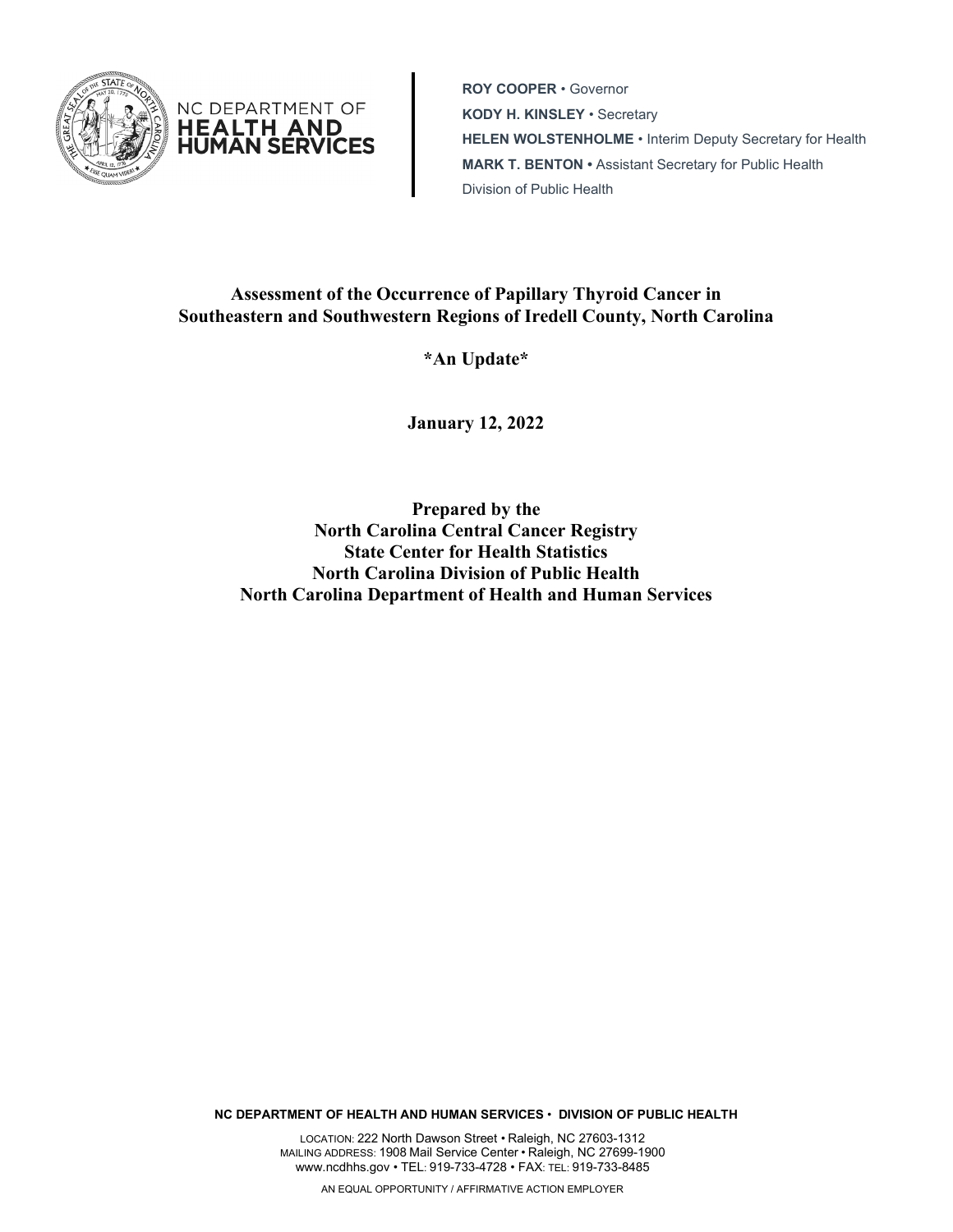NC DEPARTMENT OF **HEALTH AND HUMAN SERVICES**

**ROY COOPER** • Governor
**KODY H. KINSLEY** • Secretary
**HELEN WOLSTENHOLME** • Interim Deputy Secretary for Health
**MARK T. BENTON** • Assistant Secretary for Public Health
Division of Public Health

# Assessment of the Occurrence of Papillary Thyroid Cancer in Southeastern and Southwestern Regions of Iredell County, North Carolina

**\*An Update\***

**January 12, 2022**

**Prepared by the**
**North Carolina Central Cancer Registry**
**State Center for Health Statistics**
**North Carolina Division of Public Health**
**North Carolina Department of Health and Human Services**

**NC DEPARTMENT OF HEALTH AND HUMAN SERVICES • DIVISION OF PUBLIC HEALTH**

LOCATION: 222 North Dawson Street • Raleigh, NC 27603-1312
MAILING ADDRESS: 1908 Mail Service Center • Raleigh, NC 27699-1900
www.ncdhhs.gov • TEL: 919-733-4728 • FAX: TEL: 919-733-8485

AN EQUAL OPPORTUNITY / AFFIRMATIVE ACTION EMPLOYER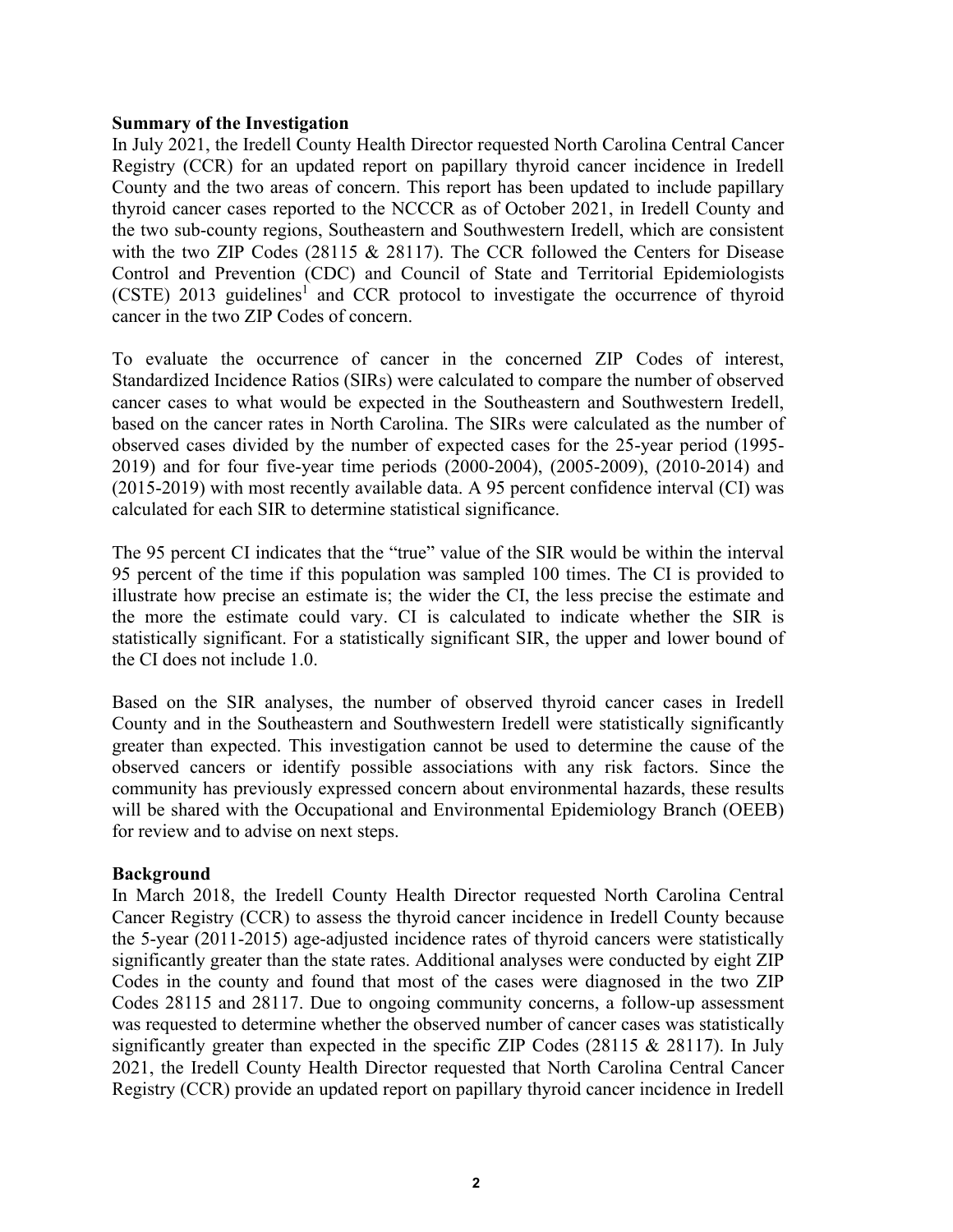**Summary of the Investigation**

In July 2021, the Iredell County Health Director requested North Carolina Central Cancer Registry (CCR) for an updated report on papillary thyroid cancer incidence in Iredell County and the two areas of concern. This report has been updated to include papillary thyroid cancer cases reported to the NCCCR as of October 2021, in Iredell County and the two sub-county regions, Southeastern and Southwestern Iredell, which are consistent with the two ZIP Codes (28115 & 28117). The CCR followed the Centers for Disease Control and Prevention (CDC) and Council of State and Territorial Epidemiologists (CSTE) 2013 guidelines[1] and CCR protocol to investigate the occurrence of thyroid cancer in the two ZIP Codes of concern.

To evaluate the occurrence of cancer in the concerned ZIP Codes of interest, Standardized Incidence Ratios (SIRs) were calculated to compare the number of observed cancer cases to what would be expected in the Southeastern and Southwestern Iredell, based on the cancer rates in North Carolina. The SIRs were calculated as the number of observed cases divided by the number of expected cases for the 25-year period (1995-2019) and for four five-year time periods (2000-2004), (2005-2009), (2010-2014) and (2015-2019) with most recently available data. A 95 percent confidence interval (CI) was calculated for each SIR to determine statistical significance.

The 95 percent CI indicates that the "true" value of the SIR would be within the interval 95 percent of the time if this population was sampled 100 times. The CI is provided to illustrate how precise an estimate is; the wider the CI, the less precise the estimate and the more the estimate could vary. CI is calculated to indicate whether the SIR is statistically significant. For a statistically significant SIR, the upper and lower bound of the CI does not include 1.0.

Based on the SIR analyses, the number of observed thyroid cancer cases in Iredell County and in the Southeastern and Southwestern Iredell were statistically significantly greater than expected. This investigation cannot be used to determine the cause of the observed cancers or identify possible associations with any risk factors. Since the community has previously expressed concern about environmental hazards, these results will be shared with the Occupational and Environmental Epidemiology Branch (OEEB) for review and to advise on next steps.

**Background**

In March 2018, the Iredell County Health Director requested North Carolina Central Cancer Registry (CCR) to assess the thyroid cancer incidence in Iredell County because the 5-year (2011-2015) age-adjusted incidence rates of thyroid cancers were statistically significantly greater than the state rates. Additional analyses were conducted by eight ZIP Codes in the county and found that most of the cases were diagnosed in the two ZIP Codes 28115 and 28117. Due to ongoing community concerns, a follow-up assessment was requested to determine whether the observed number of cancer cases was statistically significantly greater than expected in the specific ZIP Codes (28115 & 28117). In July 2021, the Iredell County Health Director requested that North Carolina Central Cancer Registry (CCR) provide an updated report on papillary thyroid cancer incidence in Iredell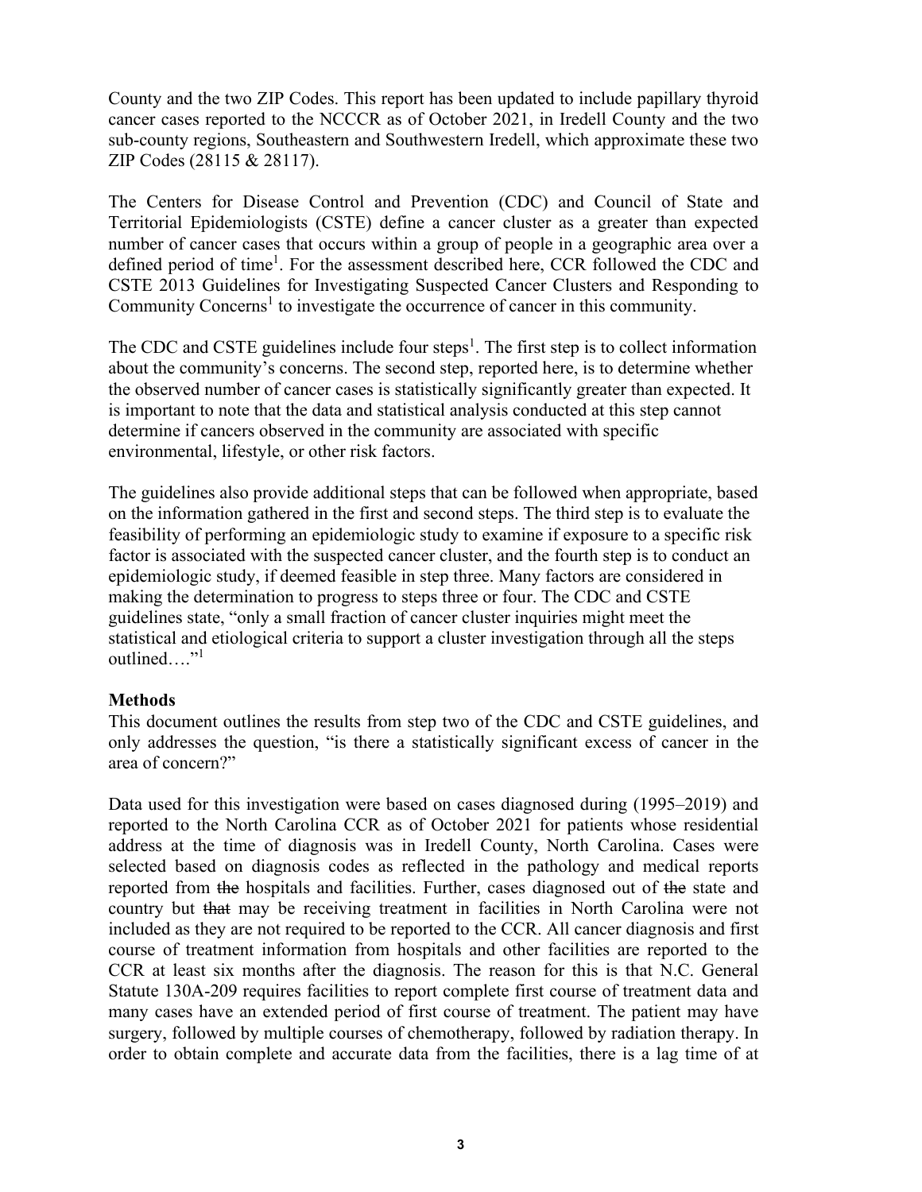County and the two ZIP Codes. This report has been updated to include papillary thyroid cancer cases reported to the NCCCR as of October 2021, in Iredell County and the two sub-county regions, Southeastern and Southwestern Iredell, which approximate these two ZIP Codes (28115 & 28117).

The Centers for Disease Control and Prevention (CDC) and Council of State and Territorial Epidemiologists (CSTE) define a cancer cluster as a greater than expected number of cancer cases that occurs within a group of people in a geographic area over a defined period of time[1]. For the assessment described here, CCR followed the CDC and CSTE 2013 Guidelines for Investigating Suspected Cancer Clusters and Responding to Community Concerns[1] to investigate the occurrence of cancer in this community.

The CDC and CSTE guidelines include four steps[1]. The first step is to collect information about the community's concerns. The second step, reported here, is to determine whether the observed number of cancer cases is statistically significantly greater than expected. It is important to note that the data and statistical analysis conducted at this step cannot determine if cancers observed in the community are associated with specific environmental, lifestyle, or other risk factors.

The guidelines also provide additional steps that can be followed when appropriate, based on the information gathered in the first and second steps. The third step is to evaluate the feasibility of performing an epidemiologic study to examine if exposure to a specific risk factor is associated with the suspected cancer cluster, and the fourth step is to conduct an epidemiologic study, if deemed feasible in step three. Many factors are considered in making the determination to progress to steps three or four. The CDC and CSTE guidelines state, "only a small fraction of cancer cluster inquiries might meet the statistical and etiological criteria to support a cluster investigation through all the steps outlined…."[1]

**Methods**

This document outlines the results from step two of the CDC and CSTE guidelines, and only addresses the question, "is there a statistically significant excess of cancer in the area of concern?"

Data used for this investigation were based on cases diagnosed during (1995–2019) and reported to the North Carolina CCR as of October 2021 for patients whose residential address at the time of diagnosis was in Iredell County, North Carolina. Cases were selected based on diagnosis codes as reflected in the pathology and medical reports reported from ~~the~~ hospitals and facilities. Further, cases diagnosed out of ~~the~~ state and country but ~~that~~ may be receiving treatment in facilities in North Carolina were not included as they are not required to be reported to the CCR. All cancer diagnosis and first course of treatment information from hospitals and other facilities are reported to the CCR at least six months after the diagnosis. The reason for this is that N.C. General Statute 130A-209 requires facilities to report complete first course of treatment data and many cases have an extended period of first course of treatment. The patient may have surgery, followed by multiple courses of chemotherapy, followed by radiation therapy. In order to obtain complete and accurate data from the facilities, there is a lag time of at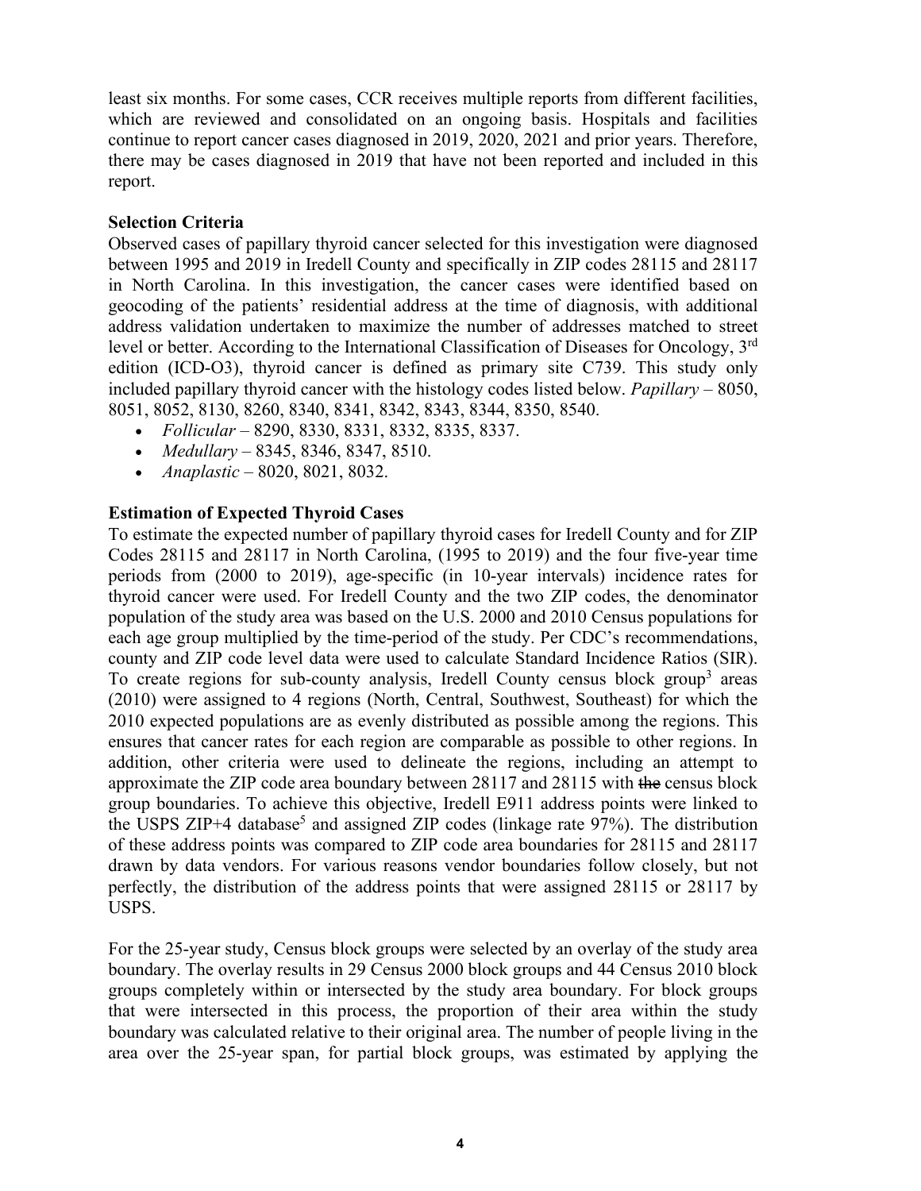least six months. For some cases, CCR receives multiple reports from different facilities, which are reviewed and consolidated on an ongoing basis. Hospitals and facilities continue to report cancer cases diagnosed in 2019, 2020, 2021 and prior years. Therefore, there may be cases diagnosed in 2019 that have not been reported and included in this report.

**Selection Criteria**

Observed cases of papillary thyroid cancer selected for this investigation were diagnosed between 1995 and 2019 in Iredell County and specifically in ZIP codes 28115 and 28117 in North Carolina. In this investigation, the cancer cases were identified based on geocoding of the patients' residential address at the time of diagnosis, with additional address validation undertaken to maximize the number of addresses matched to street level or better. According to the International Classification of Diseases for Oncology, 3rd edition (ICD-O3), thyroid cancer is defined as primary site C739. This study only included papillary thyroid cancer with the histology codes listed below. *Papillary* – 8050, 8051, 8052, 8130, 8260, 8340, 8341, 8342, 8343, 8344, 8350, 8540.

- *Follicular* – 8290, 8330, 8331, 8332, 8335, 8337.
- *Medullary* – 8345, 8346, 8347, 8510.
- *Anaplastic* – 8020, 8021, 8032.

**Estimation of Expected Thyroid Cases**

To estimate the expected number of papillary thyroid cases for Iredell County and for ZIP Codes 28115 and 28117 in North Carolina, (1995 to 2019) and the four five-year time periods from (2000 to 2019), age-specific (in 10-year intervals) incidence rates for thyroid cancer were used. For Iredell County and the two ZIP codes, the denominator population of the study area was based on the U.S. 2000 and 2010 Census populations for each age group multiplied by the time-period of the study. Per CDC's recommendations, county and ZIP code level data were used to calculate Standard Incidence Ratios (SIR). To create regions for sub-county analysis, Iredell County census block group[3] areas (2010) were assigned to 4 regions (North, Central, Southwest, Southeast) for which the 2010 expected populations are as evenly distributed as possible among the regions. This ensures that cancer rates for each region are comparable as possible to other regions. In addition, other criteria were used to delineate the regions, including an attempt to approximate the ZIP code area boundary between 28117 and 28115 with ~~the~~ census block group boundaries. To achieve this objective, Iredell E911 address points were linked to the USPS ZIP+4 database[5] and assigned ZIP codes (linkage rate 97%). The distribution of these address points was compared to ZIP code area boundaries for 28115 and 28117 drawn by data vendors. For various reasons vendor boundaries follow closely, but not perfectly, the distribution of the address points that were assigned 28115 or 28117 by USPS.

For the 25-year study, Census block groups were selected by an overlay of the study area boundary. The overlay results in 29 Census 2000 block groups and 44 Census 2010 block groups completely within or intersected by the study area boundary. For block groups that were intersected in this process, the proportion of their area within the study boundary was calculated relative to their original area. The number of people living in the area over the 25-year span, for partial block groups, was estimated by applying the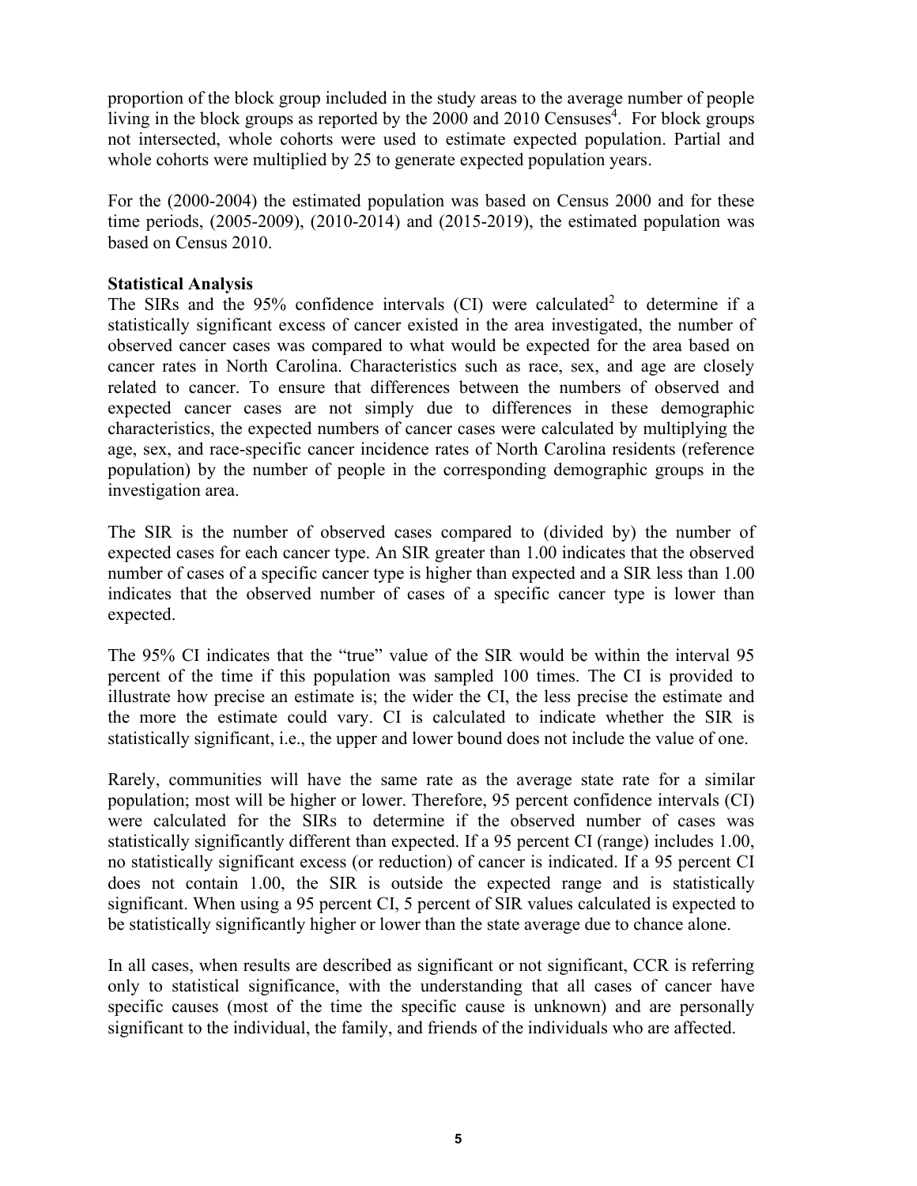proportion of the block group included in the study areas to the average number of people living in the block groups as reported by the 2000 and 2010 Censuses[4]. For block groups not intersected, whole cohorts were used to estimate expected population. Partial and whole cohorts were multiplied by 25 to generate expected population years.

For the (2000-2004) the estimated population was based on Census 2000 and for these time periods, (2005-2009), (2010-2014) and (2015-2019), the estimated population was based on Census 2010.

**Statistical Analysis**

The SIRs and the 95% confidence intervals (CI) were calculated[2] to determine if a statistically significant excess of cancer existed in the area investigated, the number of observed cancer cases was compared to what would be expected for the area based on cancer rates in North Carolina. Characteristics such as race, sex, and age are closely related to cancer. To ensure that differences between the numbers of observed and expected cancer cases are not simply due to differences in these demographic characteristics, the expected numbers of cancer cases were calculated by multiplying the age, sex, and race-specific cancer incidence rates of North Carolina residents (reference population) by the number of people in the corresponding demographic groups in the investigation area.

The SIR is the number of observed cases compared to (divided by) the number of expected cases for each cancer type. An SIR greater than 1.00 indicates that the observed number of cases of a specific cancer type is higher than expected and a SIR less than 1.00 indicates that the observed number of cases of a specific cancer type is lower than expected.

The 95% CI indicates that the "true" value of the SIR would be within the interval 95 percent of the time if this population was sampled 100 times. The CI is provided to illustrate how precise an estimate is; the wider the CI, the less precise the estimate and the more the estimate could vary. CI is calculated to indicate whether the SIR is statistically significant, i.e., the upper and lower bound does not include the value of one.

Rarely, communities will have the same rate as the average state rate for a similar population; most will be higher or lower. Therefore, 95 percent confidence intervals (CI) were calculated for the SIRs to determine if the observed number of cases was statistically significantly different than expected. If a 95 percent CI (range) includes 1.00, no statistically significant excess (or reduction) of cancer is indicated. If a 95 percent CI does not contain 1.00, the SIR is outside the expected range and is statistically significant. When using a 95 percent CI, 5 percent of SIR values calculated is expected to be statistically significantly higher or lower than the state average due to chance alone.

In all cases, when results are described as significant or not significant, CCR is referring only to statistical significance, with the understanding that all cases of cancer have specific causes (most of the time the specific cause is unknown) and are personally significant to the individual, the family, and friends of the individuals who are affected.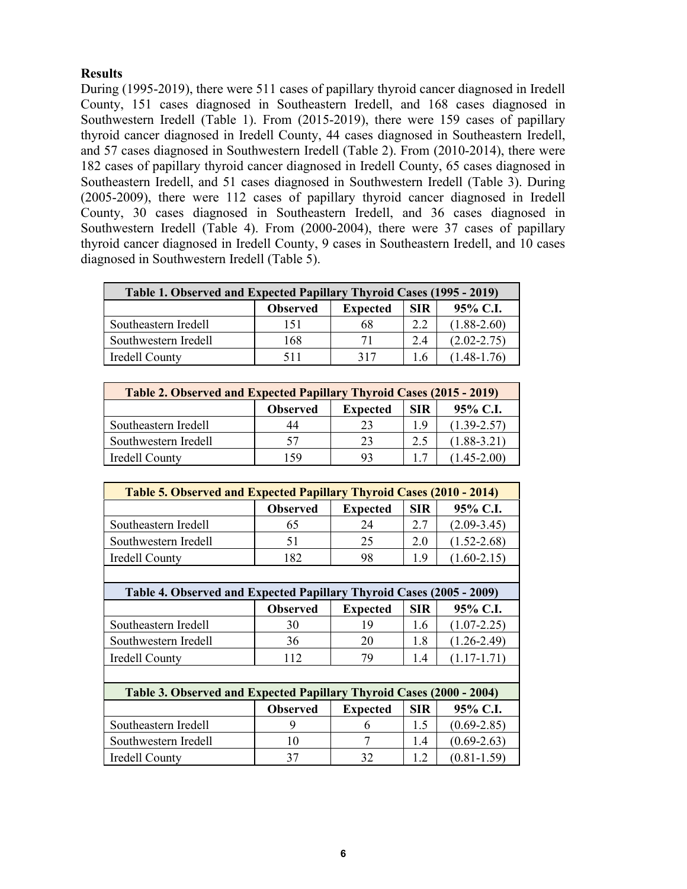**Results**

During (1995-2019), there were 511 cases of papillary thyroid cancer diagnosed in Iredell County, 151 cases diagnosed in Southeastern Iredell, and 168 cases diagnosed in Southwestern Iredell (Table 1). From (2015-2019), there were 159 cases of papillary thyroid cancer diagnosed in Iredell County, 44 cases diagnosed in Southeastern Iredell, and 57 cases diagnosed in Southwestern Iredell (Table 2). From (2010-2014), there were 182 cases of papillary thyroid cancer diagnosed in Iredell County, 65 cases diagnosed in Southeastern Iredell, and 51 cases diagnosed in Southwestern Iredell (Table 3). During (2005-2009), there were 112 cases of papillary thyroid cancer diagnosed in Iredell County, 30 cases diagnosed in Southeastern Iredell, and 36 cases diagnosed in Southwestern Iredell (Table 4). From (2000-2004), there were 37 cases of papillary thyroid cancer diagnosed in Iredell County, 9 cases in Southeastern Iredell, and 10 cases diagnosed in Southwestern Iredell (Table 5).

**Table 1. Observed and Expected Papillary Thyroid Cases (1995 - 2019)**

| | Observed | Expected | SIR | 95% C.I. |
|---|---|---|---|---|
| Southeastern Iredell | 151 | 68 | 2.2 | (1.88-2.60) |
| Southwestern Iredell | 168 | 71 | 2.4 | (2.02-2.75) |
| Iredell County | 511 | 317 | 1.6 | (1.48-1.76) |

**Table 2. Observed and Expected Papillary Thyroid Cases (2015 - 2019)**

| | Observed | Expected | SIR | 95% C.I. |
|---|---|---|---|---|
| Southeastern Iredell | 44 | 23 | 1.9 | (1.39-2.57) |
| Southwestern Iredell | 57 | 23 | 2.5 | (1.88-3.21) |
| Iredell County | 159 | 93 | 1.7 | (1.45-2.00) |

**Table 5. Observed and Expected Papillary Thyroid Cases (2010 - 2014)**

| | Observed | Expected | SIR | 95% C.I. |
|---|---|---|---|---|
| Southeastern Iredell | 65 | 24 | 2.7 | (2.09-3.45) |
| Southwestern Iredell | 51 | 25 | 2.0 | (1.52-2.68) |
| Iredell County | 182 | 98 | 1.9 | (1.60-2.15) |

**Table 4. Observed and Expected Papillary Thyroid Cases (2005 - 2009)**

| | Observed | Expected | SIR | 95% C.I. |
|---|---|---|---|---|
| Southeastern Iredell | 30 | 19 | 1.6 | (1.07-2.25) |
| Southwestern Iredell | 36 | 20 | 1.8 | (1.26-2.49) |
| Iredell County | 112 | 79 | 1.4 | (1.17-1.71) |

**Table 3. Observed and Expected Papillary Thyroid Cases (2000 - 2004)**

| | Observed | Expected | SIR | 95% C.I. |
|---|---|---|---|---|
| Southeastern Iredell | 9 | 6 | 1.5 | (0.69-2.85) |
| Southwestern Iredell | 10 | 7 | 1.4 | (0.69-2.63) |
| Iredell County | 37 | 32 | 1.2 | (0.81-1.59) |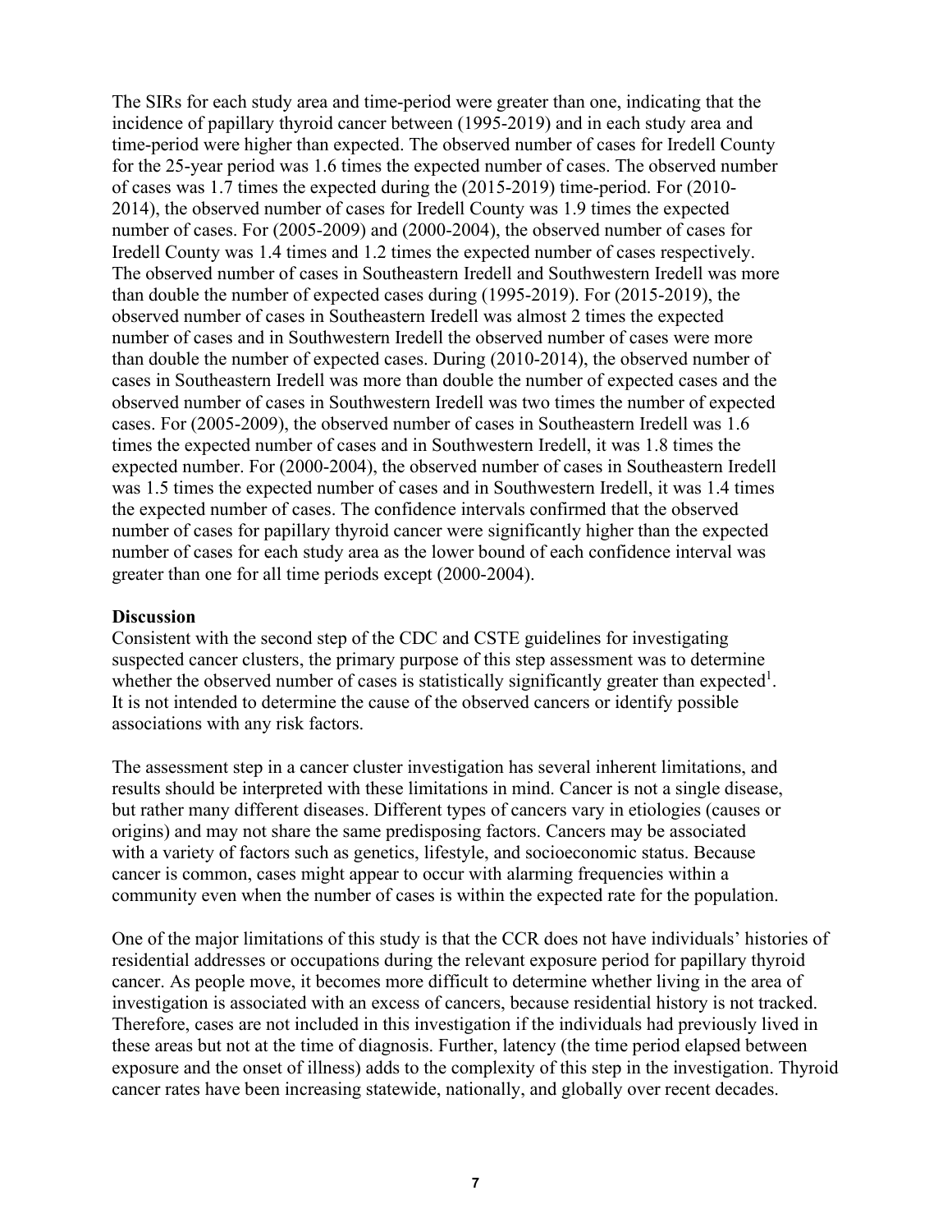The SIRs for each study area and time-period were greater than one, indicating that the incidence of papillary thyroid cancer between (1995-2019) and in each study area and time-period were higher than expected. The observed number of cases for Iredell County for the 25-year period was 1.6 times the expected number of cases. The observed number of cases was 1.7 times the expected during the (2015-2019) time-period. For (2010-2014), the observed number of cases for Iredell County was 1.9 times the expected number of cases. For (2005-2009) and (2000-2004), the observed number of cases for Iredell County was 1.4 times and 1.2 times the expected number of cases respectively. The observed number of cases in Southeastern Iredell and Southwestern Iredell was more than double the number of expected cases during (1995-2019). For (2015-2019), the observed number of cases in Southeastern Iredell was almost 2 times the expected number of cases and in Southwestern Iredell the observed number of cases were more than double the number of expected cases. During (2010-2014), the observed number of cases in Southeastern Iredell was more than double the number of expected cases and the observed number of cases in Southwestern Iredell was two times the number of expected cases. For (2005-2009), the observed number of cases in Southeastern Iredell was 1.6 times the expected number of cases and in Southwestern Iredell, it was 1.8 times the expected number. For (2000-2004), the observed number of cases in Southeastern Iredell was 1.5 times the expected number of cases and in Southwestern Iredell, it was 1.4 times the expected number of cases. The confidence intervals confirmed that the observed number of cases for papillary thyroid cancer were significantly higher than the expected number of cases for each study area as the lower bound of each confidence interval was greater than one for all time periods except (2000-2004).

**Discussion**

Consistent with the second step of the CDC and CSTE guidelines for investigating suspected cancer clusters, the primary purpose of this step assessment was to determine whether the observed number of cases is statistically significantly greater than expected[1]. It is not intended to determine the cause of the observed cancers or identify possible associations with any risk factors.

The assessment step in a cancer cluster investigation has several inherent limitations, and results should be interpreted with these limitations in mind. Cancer is not a single disease, but rather many different diseases. Different types of cancers vary in etiologies (causes or origins) and may not share the same predisposing factors. Cancers may be associated with a variety of factors such as genetics, lifestyle, and socioeconomic status. Because cancer is common, cases might appear to occur with alarming frequencies within a community even when the number of cases is within the expected rate for the population.

One of the major limitations of this study is that the CCR does not have individuals' histories of residential addresses or occupations during the relevant exposure period for papillary thyroid cancer. As people move, it becomes more difficult to determine whether living in the area of investigation is associated with an excess of cancers, because residential history is not tracked. Therefore, cases are not included in this investigation if the individuals had previously lived in these areas but not at the time of diagnosis. Further, latency (the time period elapsed between exposure and the onset of illness) adds to the complexity of this step in the investigation. Thyroid cancer rates have been increasing statewide, nationally, and globally over recent decades.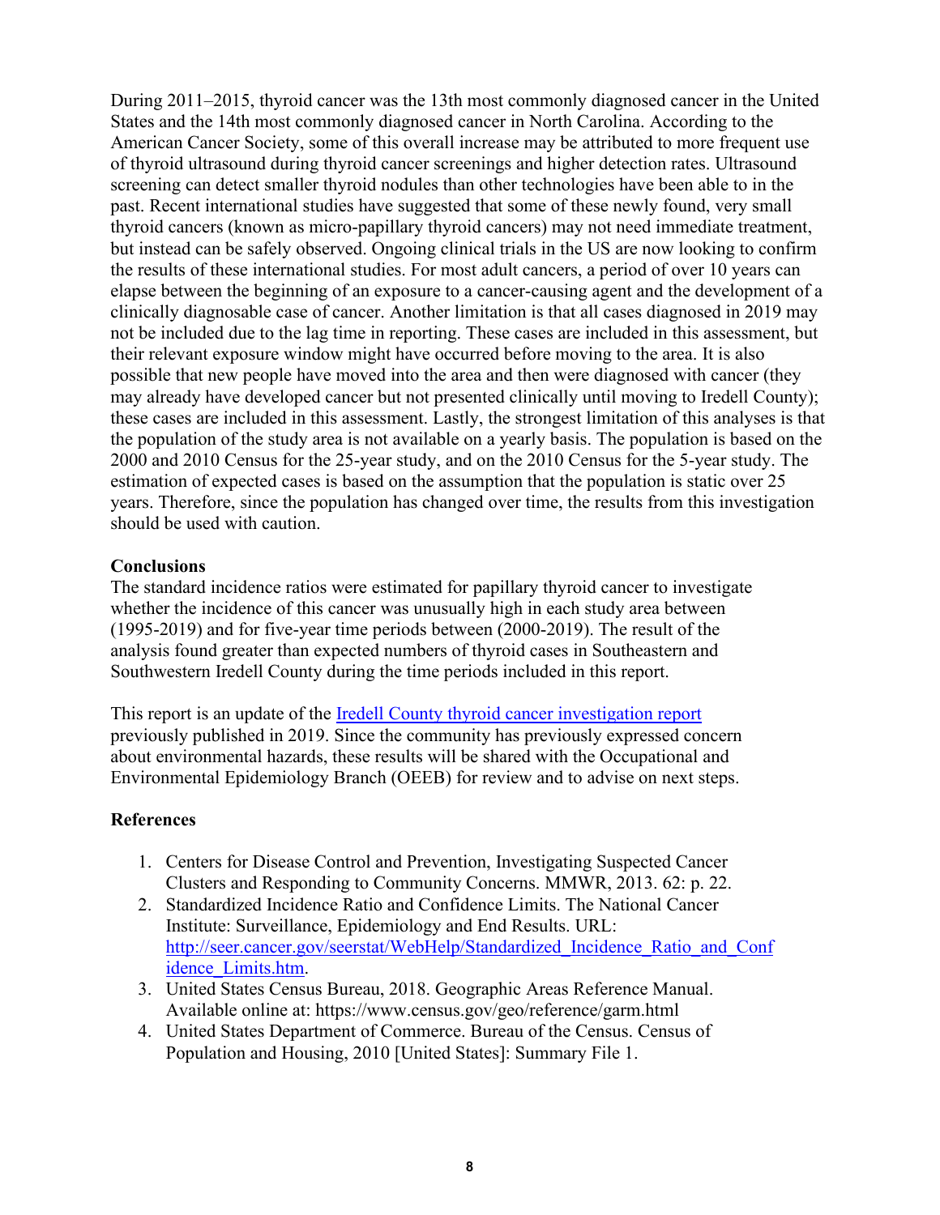During 2011–2015, thyroid cancer was the 13th most commonly diagnosed cancer in the United States and the 14th most commonly diagnosed cancer in North Carolina. According to the American Cancer Society, some of this overall increase may be attributed to more frequent use of thyroid ultrasound during thyroid cancer screenings and higher detection rates. Ultrasound screening can detect smaller thyroid nodules than other technologies have been able to in the past. Recent international studies have suggested that some of these newly found, very small thyroid cancers (known as micro-papillary thyroid cancers) may not need immediate treatment, but instead can be safely observed. Ongoing clinical trials in the US are now looking to confirm the results of these international studies. For most adult cancers, a period of over 10 years can elapse between the beginning of an exposure to a cancer-causing agent and the development of a clinically diagnosable case of cancer. Another limitation is that all cases diagnosed in 2019 may not be included due to the lag time in reporting. These cases are included in this assessment, but their relevant exposure window might have occurred before moving to the area. It is also possible that new people have moved into the area and then were diagnosed with cancer (they may already have developed cancer but not presented clinically until moving to Iredell County); these cases are included in this assessment. Lastly, the strongest limitation of this analyses is that the population of the study area is not available on a yearly basis. The population is based on the 2000 and 2010 Census for the 25-year study, and on the 2010 Census for the 5-year study. The estimation of expected cases is based on the assumption that the population is static over 25 years. Therefore, since the population has changed over time, the results from this investigation should be used with caution.

**Conclusions**

The standard incidence ratios were estimated for papillary thyroid cancer to investigate whether the incidence of this cancer was unusually high in each study area between (1995-2019) and for five-year time periods between (2000-2019). The result of the analysis found greater than expected numbers of thyroid cases in Southeastern and Southwestern Iredell County during the time periods included in this report.

This report is an update of the [Iredell County thyroid cancer investigation report] previously published in 2019. Since the community has previously expressed concern about environmental hazards, these results will be shared with the Occupational and Environmental Epidemiology Branch (OEEB) for review and to advise on next steps.

**References**

1. Centers for Disease Control and Prevention, Investigating Suspected Cancer Clusters and Responding to Community Concerns. MMWR, 2013. 62: p. 22.
2. Standardized Incidence Ratio and Confidence Limits. The National Cancer Institute: Surveillance, Epidemiology and End Results. URL: http://seer.cancer.gov/seerstat/WebHelp/Standardized_Incidence_Ratio_and_Confidence_Limits.htm.
3. United States Census Bureau, 2018. Geographic Areas Reference Manual. Available online at: https://www.census.gov/geo/reference/garm.html
4. United States Department of Commerce. Bureau of the Census. Census of Population and Housing, 2010 [United States]: Summary File 1.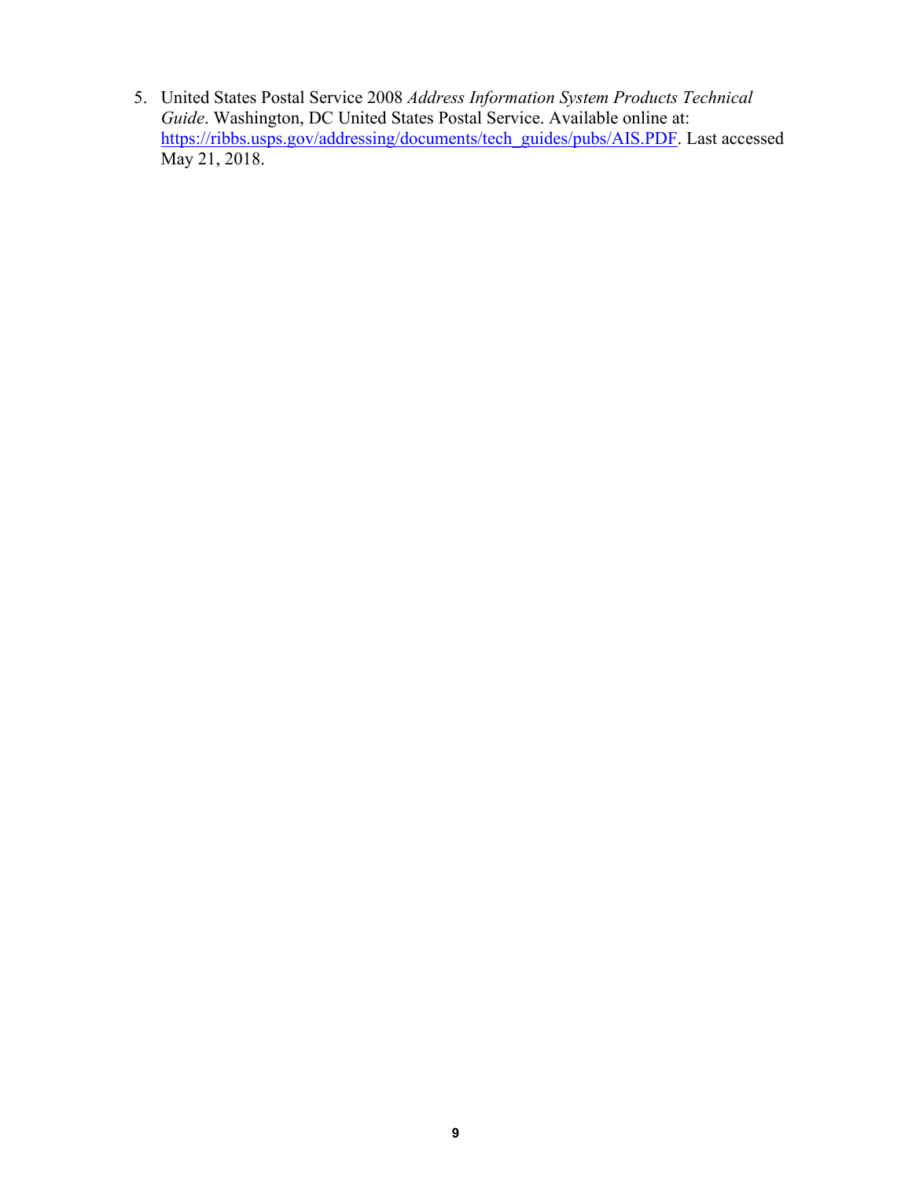5. United States Postal Service 2008 *Address Information System Products Technical Guide*. Washington, DC United States Postal Service. Available online at: [https://ribbs.usps.gov/addressing/documents/tech_guides/pubs/AIS.PDF](https://ribbs.usps.gov/addressing/documents/tech_guides/pubs/AIS.PDF). Last accessed May 21, 2018.